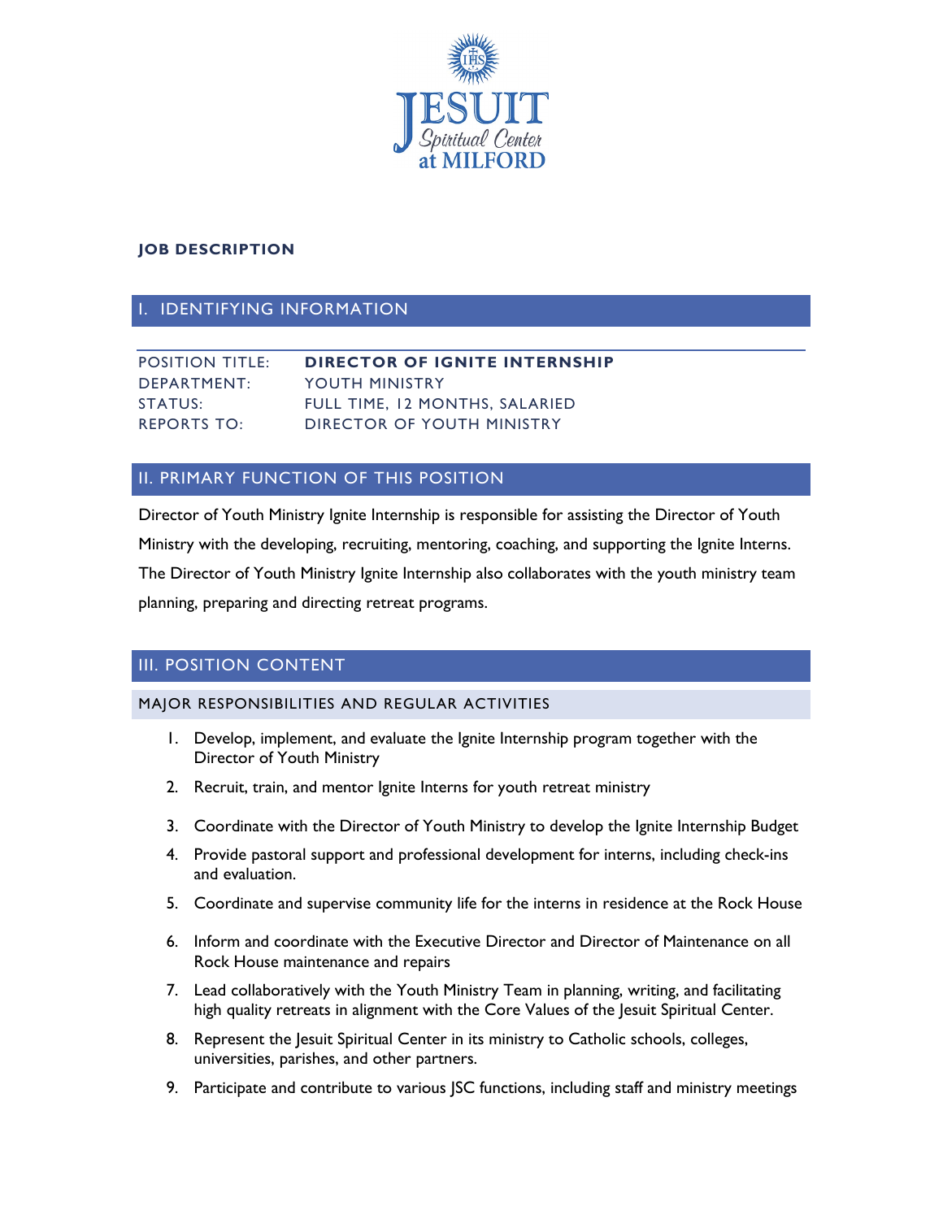JESUIT Spiritual Center at MILFORD

**JOB DESCRIPTION**

## I. IDENTIFYING INFORMATION

| | |
|---|---|
| POSITION TITLE: | **DIRECTOR OF IGNITE INTERNSHIP** |
| DEPARTMENT: | YOUTH MINISTRY |
| STATUS: | FULL TIME, 12 MONTHS, SALARIED |
| REPORTS TO: | DIRECTOR OF YOUTH MINISTRY |

## II. PRIMARY FUNCTION OF THIS POSITION

Director of Youth Ministry Ignite Internship is responsible for assisting the Director of Youth Ministry with the developing, recruiting, mentoring, coaching, and supporting the Ignite Interns. The Director of Youth Ministry Ignite Internship also collaborates with the youth ministry team planning, preparing and directing retreat programs.

## III. POSITION CONTENT

### MAJOR RESPONSIBILITIES AND REGULAR ACTIVITIES

1. Develop, implement, and evaluate the Ignite Internship program together with the Director of Youth Ministry
2. Recruit, train, and mentor Ignite Interns for youth retreat ministry
3. Coordinate with the Director of Youth Ministry to develop the Ignite Internship Budget
4. Provide pastoral support and professional development for interns, including check-ins and evaluation.
5. Coordinate and supervise community life for the interns in residence at the Rock House
6. Inform and coordinate with the Executive Director and Director of Maintenance on all Rock House maintenance and repairs
7. Lead collaboratively with the Youth Ministry Team in planning, writing, and facilitating high quality retreats in alignment with the Core Values of the Jesuit Spiritual Center.
8. Represent the Jesuit Spiritual Center in its ministry to Catholic schools, colleges, universities, parishes, and other partners.
9. Participate and contribute to various JSC functions, including staff and ministry meetings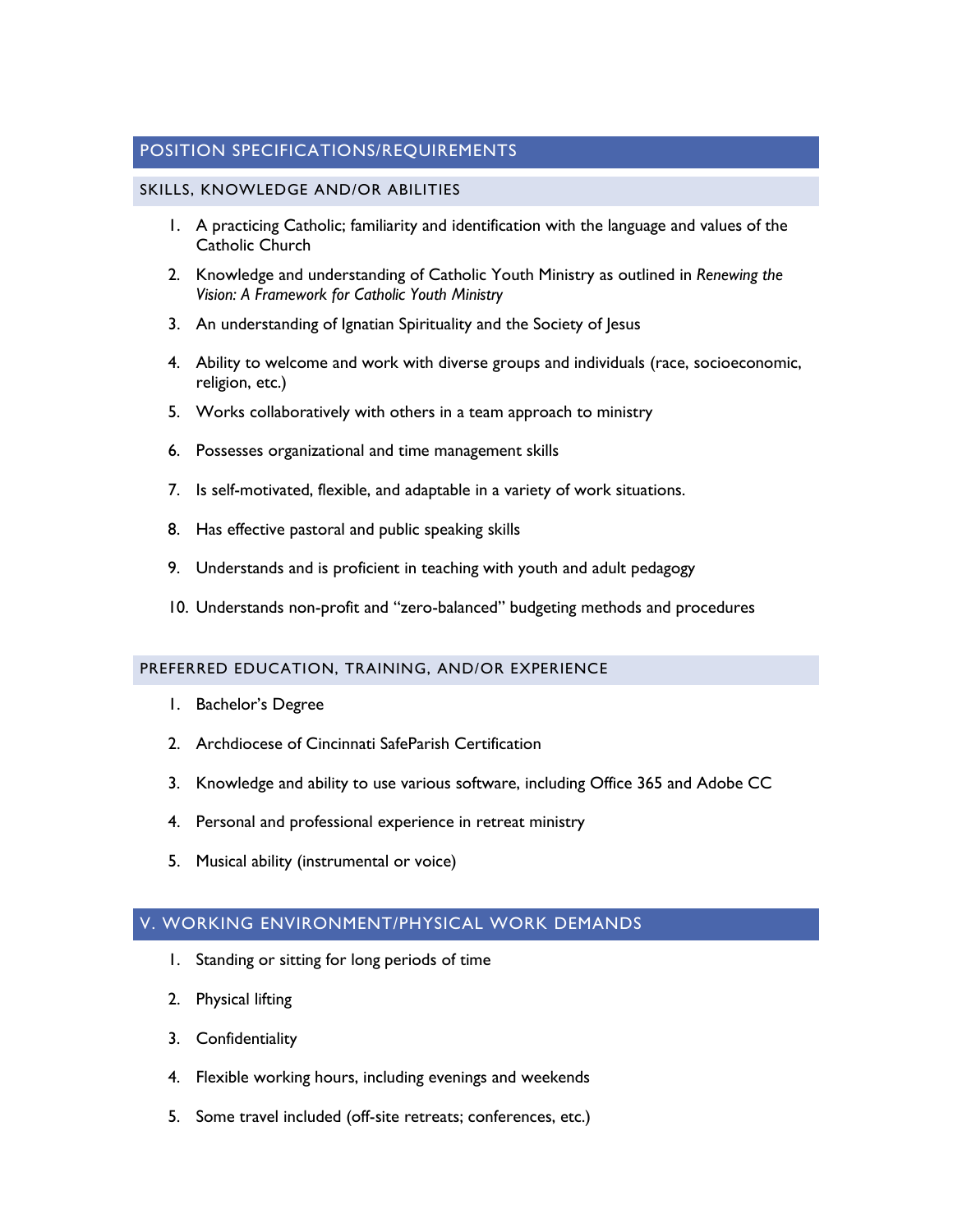## POSITION SPECIFICATIONS/REQUIREMENTS

### SKILLS, KNOWLEDGE AND/OR ABILITIES

1. A practicing Catholic; familiarity and identification with the language and values of the Catholic Church
2. Knowledge and understanding of Catholic Youth Ministry as outlined in *Renewing the Vision: A Framework for Catholic Youth Ministry*
3. An understanding of Ignatian Spirituality and the Society of Jesus
4. Ability to welcome and work with diverse groups and individuals (race, socioeconomic, religion, etc.)
5. Works collaboratively with others in a team approach to ministry
6. Possesses organizational and time management skills
7. Is self-motivated, flexible, and adaptable in a variety of work situations.
8. Has effective pastoral and public speaking skills
9. Understands and is proficient in teaching with youth and adult pedagogy
10. Understands non-profit and "zero-balanced" budgeting methods and procedures

### PREFERRED EDUCATION, TRAINING, AND/OR EXPERIENCE

1. Bachelor's Degree
2. Archdiocese of Cincinnati SafeParish Certification
3. Knowledge and ability to use various software, including Office 365 and Adobe CC
4. Personal and professional experience in retreat ministry
5. Musical ability (instrumental or voice)

## V. WORKING ENVIRONMENT/PHYSICAL WORK DEMANDS

1. Standing or sitting for long periods of time
2. Physical lifting
3. Confidentiality
4. Flexible working hours, including evenings and weekends
5. Some travel included (off-site retreats; conferences, etc.)